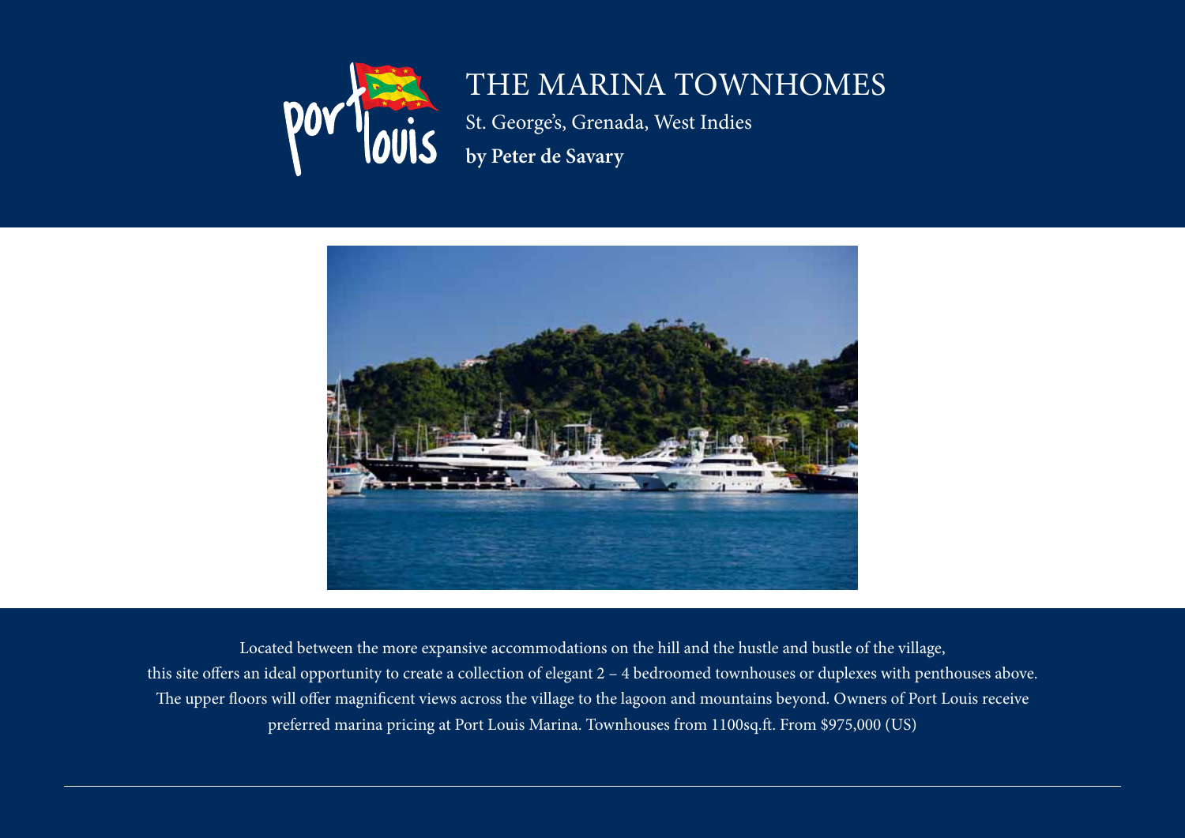port louis

# THE MARINA TOWNHOMES

St. George's, Grenada, West Indies

**by Peter de Savary**

Located between the more expansive accommodations on the hill and the hustle and bustle of the village, this site offers an ideal opportunity to create a collection of elegant 2 – 4 bedroomed townhouses or duplexes with penthouses above. The upper floors will offer magnificent views across the village to the lagoon and mountains beyond. Owners of Port Louis receive preferred marina pricing at Port Louis Marina. Townhouses from 1100sq.ft. From $975,000 (US)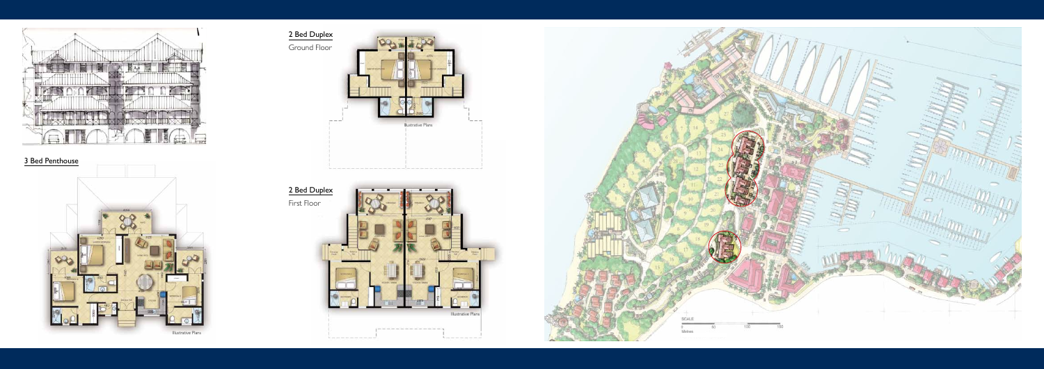## 3 Bed Penthouse

Illustrative Plans

## 2 Bed Duplex

Ground Floor

Illustrative Plans

## 2 Bed Duplex

First Floor

Illustrative Plans

SCALE

0 50 100 150

Metres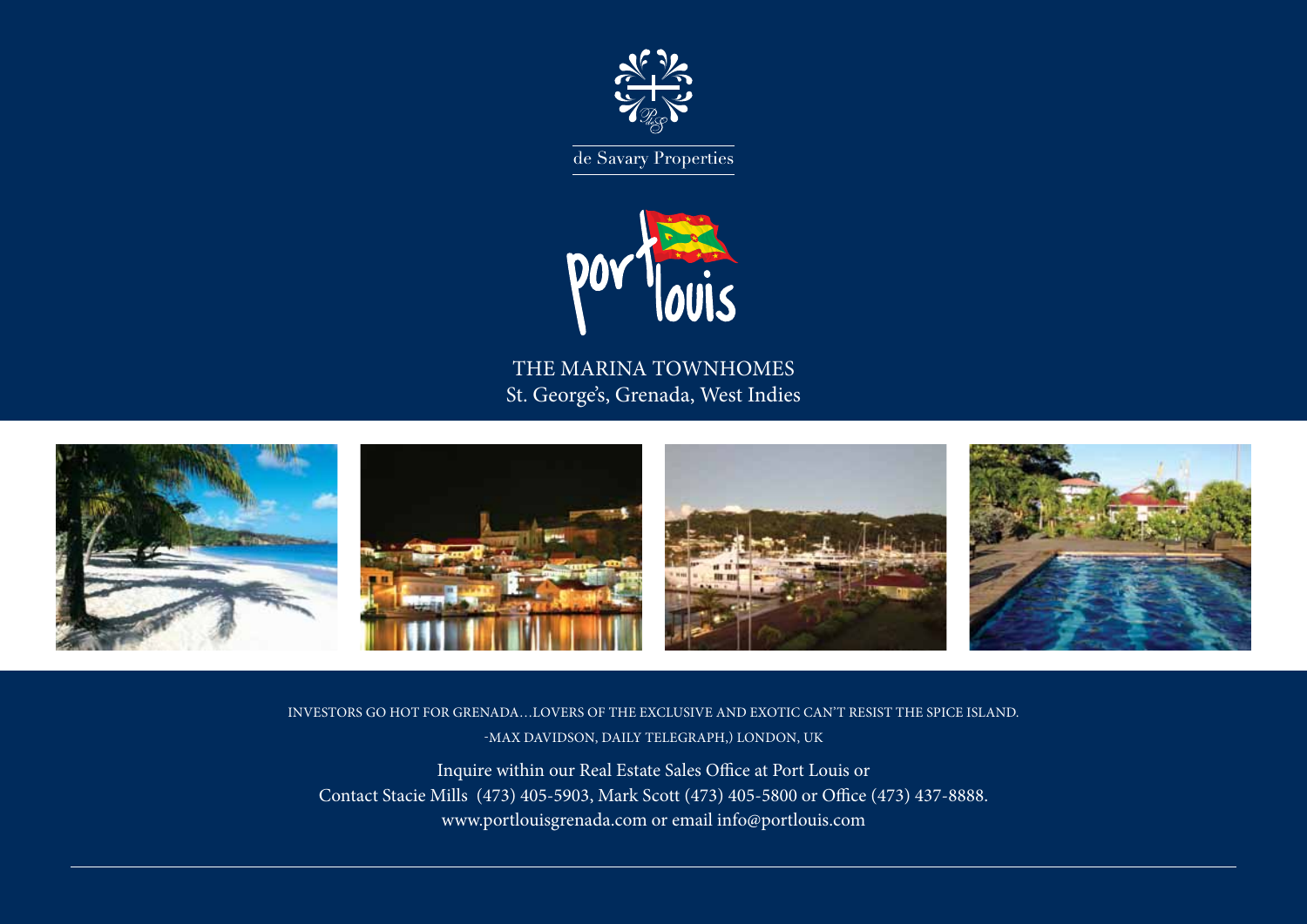de Savary Properties

port louis

# THE MARINA TOWNHOMES
St. George's, Grenada, West Indies

INVESTORS GO HOT FOR GRENADA…LOVERS OF THE EXCLUSIVE AND EXOTIC CAN'T RESIST THE SPICE ISLAND.

-MAX DAVIDSON, DAILY TELEGRAPH,) LONDON, UK

Inquire within our Real Estate Sales Office at Port Louis or
Contact Stacie Mills (473) 405-5903, Mark Scott (473) 405-5800 or Office (473) 437-8888.
www.portlouisgrenada.com or email info@portlouis.com